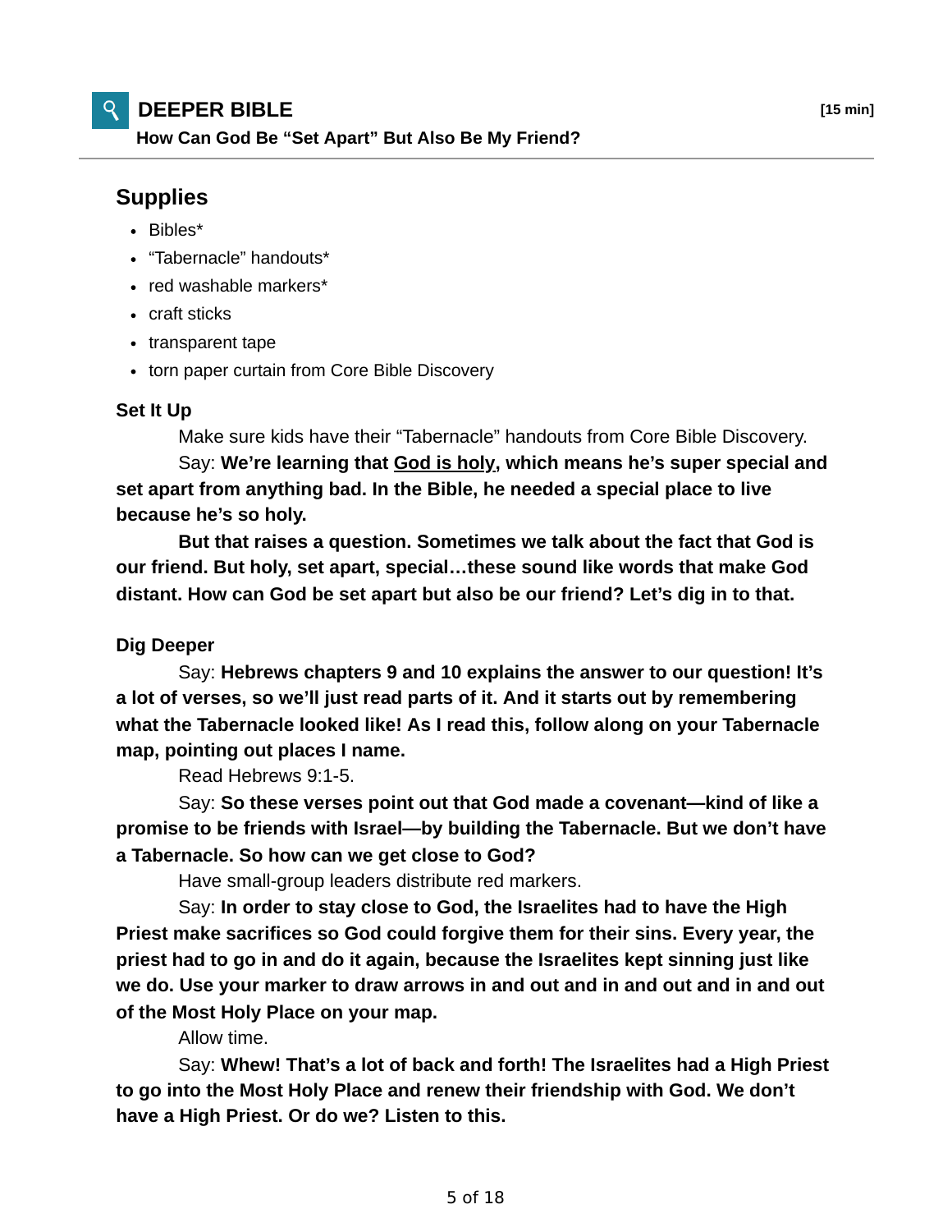## DEEPER BIBLE

**[15 min]**

**How Can God Be "Set Apart" But Also Be My Friend?**

### Supplies

- Bibles*
- "Tabernacle" handouts*
- red washable markers*
- craft sticks
- transparent tape
- torn paper curtain from Core Bible Discovery

**Set It Up**

Make sure kids have their "Tabernacle" handouts from Core Bible Discovery.

Say: **We're learning that <u>God is holy</u>, which means he's super special and set apart from anything bad. In the Bible, he needed a special place to live because he's so holy.**

**But that raises a question. Sometimes we talk about the fact that God is our friend. But holy, set apart, special…these sound like words that make God distant. How can God be set apart but also be our friend? Let's dig in to that.**

**Dig Deeper**

Say: **Hebrews chapters 9 and 10 explains the answer to our question! It's a lot of verses, so we'll just read parts of it. And it starts out by remembering what the Tabernacle looked like! As I read this, follow along on your Tabernacle map, pointing out places I name.**

Read Hebrews 9:1-5.

Say: **So these verses point out that God made a covenant—kind of like a promise to be friends with Israel—by building the Tabernacle. But we don't have a Tabernacle. So how can we get close to God?**

Have small-group leaders distribute red markers.

Say: **In order to stay close to God, the Israelites had to have the High Priest make sacrifices so God could forgive them for their sins. Every year, the priest had to go in and do it again, because the Israelites kept sinning just like we do. Use your marker to draw arrows in and out and in and out and in and out of the Most Holy Place on your map.**

Allow time.

Say: **Whew! That's a lot of back and forth! The Israelites had a High Priest to go into the Most Holy Place and renew their friendship with God. We don't have a High Priest. Or do we? Listen to this.**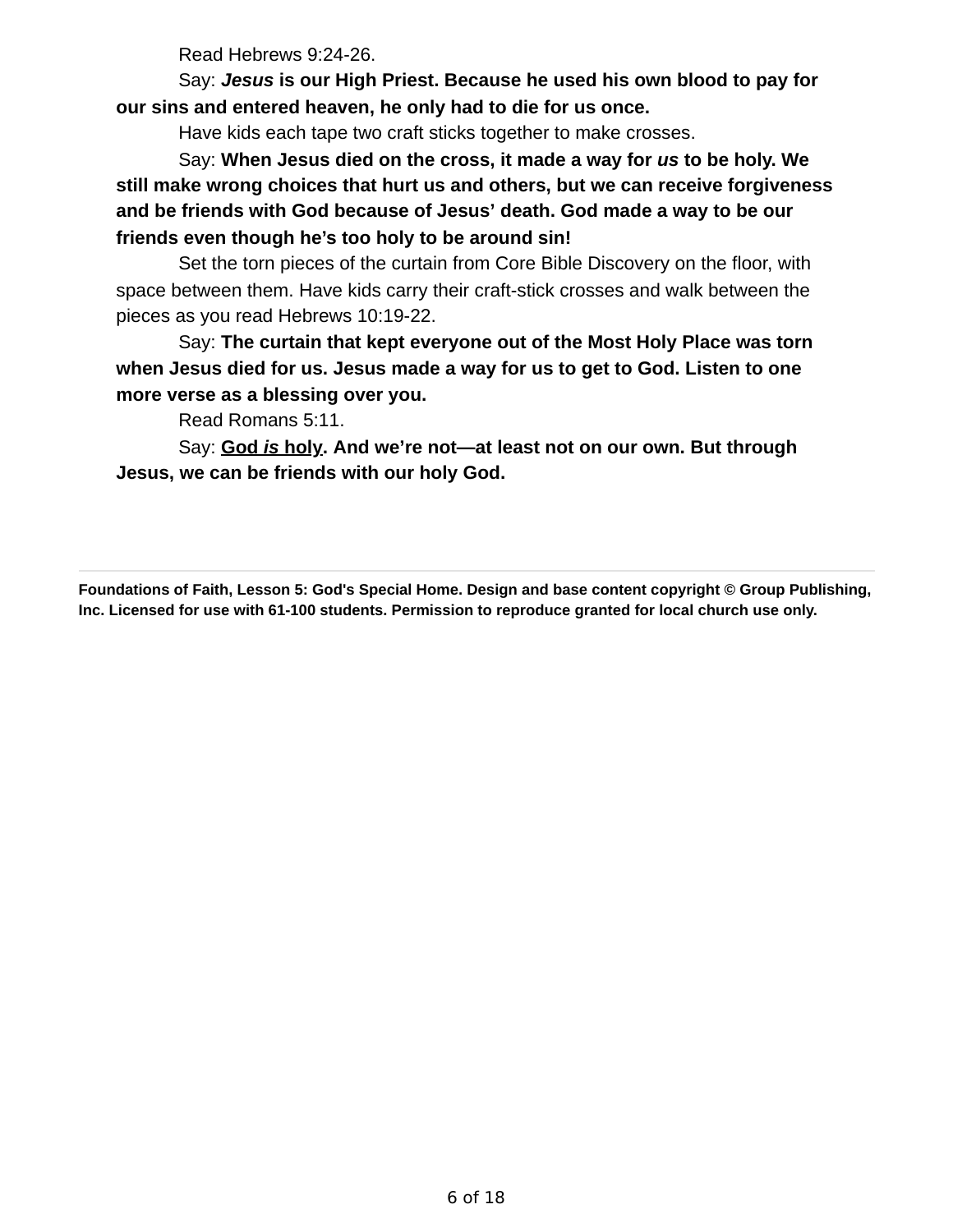Read Hebrews 9:24-26.

Say: ***Jesus* is our High Priest. Because he used his own blood to pay for our sins and entered heaven, he only had to die for us once.**

Have kids each tape two craft sticks together to make crosses.

Say: **When Jesus died on the cross, it made a way for *us* to be holy. We still make wrong choices that hurt us and others, but we can receive forgiveness and be friends with God because of Jesus' death. God made a way to be our friends even though he's too holy to be around sin!**

Set the torn pieces of the curtain from Core Bible Discovery on the floor, with space between them. Have kids carry their craft-stick crosses and walk between the pieces as you read Hebrews 10:19-22.

Say: **The curtain that kept everyone out of the Most Holy Place was torn when Jesus died for us. Jesus made a way for us to get to God. Listen to one more verse as a blessing over you.**

Read Romans 5:11.

Say: **<u>God *is* holy</u>. And we're not—at least not on our own. But through Jesus, we can be friends with our holy God.**

---

**Foundations of Faith, Lesson 5: God's Special Home. Design and base content copyright © Group Publishing, Inc. Licensed for use with 61-100 students. Permission to reproduce granted for local church use only.**